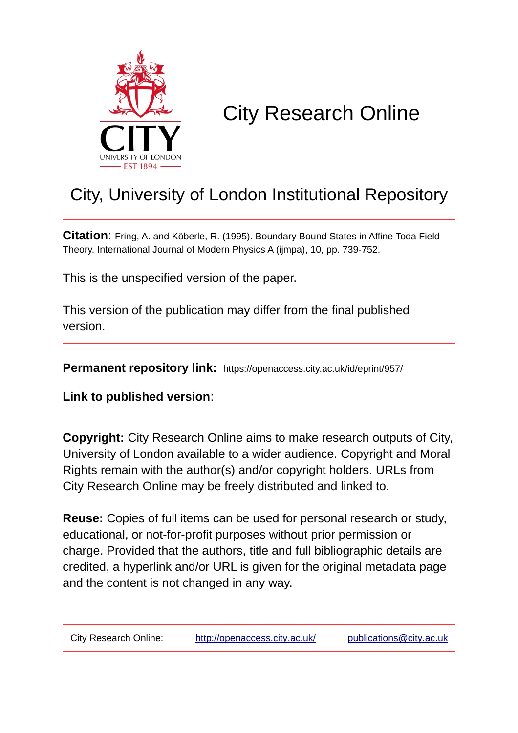# City Research Online

## City, University of London Institutional Repository

**Citation**: Fring, A. and Köberle, R. (1995). Boundary Bound States in Affine Toda Field Theory. International Journal of Modern Physics A (ijmpa), 10, pp. 739-752.

This is the unspecified version of the paper.

This version of the publication may differ from the final published version.

**Permanent repository link:** https://openaccess.city.ac.uk/id/eprint/957/

**Link to published version**:

**Copyright:** City Research Online aims to make research outputs of City, University of London available to a wider audience. Copyright and Moral Rights remain with the author(s) and/or copyright holders. URLs from City Research Online may be freely distributed and linked to.

**Reuse:** Copies of full items can be used for personal research or study, educational, or not-for-profit purposes without prior permission or charge. Provided that the authors, title and full bibliographic details are credited, a hyperlink and/or URL is given for the original metadata page and the content is not changed in any way.

City Research Online: http://openaccess.city.ac.uk/ publications@city.ac.uk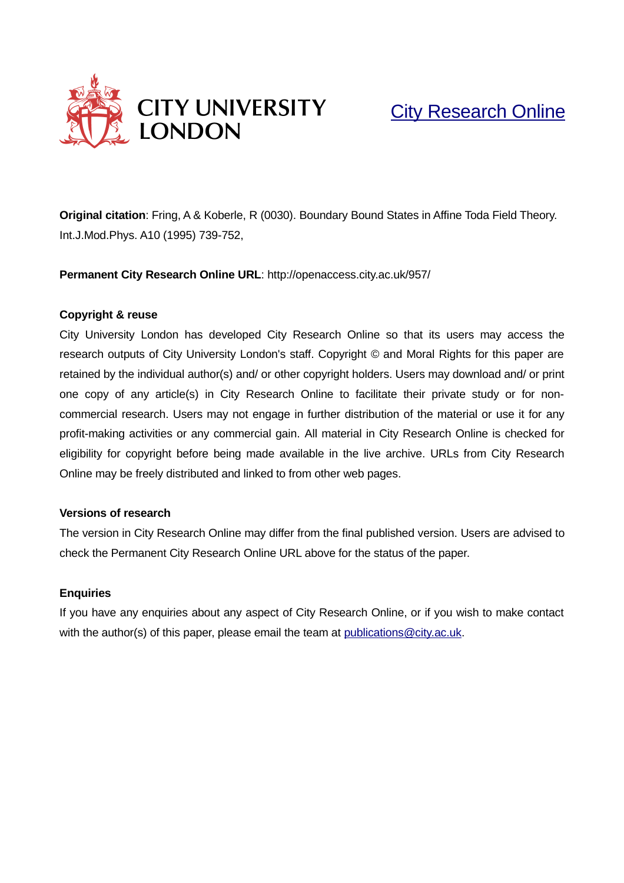CITY UNIVERSITY LONDON

[City Research Online](http://openaccess.city.ac.uk/)

**Original citation**: Fring, A & Koberle, R (0030). Boundary Bound States in Affine Toda Field Theory. Int.J.Mod.Phys. A10 (1995) 739-752,

**Permanent City Research Online URL**: http://openaccess.city.ac.uk/957/

**Copyright & reuse**

City University London has developed City Research Online so that its users may access the research outputs of City University London's staff. Copyright © and Moral Rights for this paper are retained by the individual author(s) and/ or other copyright holders. Users may download and/ or print one copy of any article(s) in City Research Online to facilitate their private study or for non-commercial research. Users may not engage in further distribution of the material or use it for any profit-making activities or any commercial gain. All material in City Research Online is checked for eligibility for copyright before being made available in the live archive. URLs from City Research Online may be freely distributed and linked to from other web pages.

**Versions of research**

The version in City Research Online may differ from the final published version. Users are advised to check the Permanent City Research Online URL above for the status of the paper.

**Enquiries**

If you have any enquiries about any aspect of City Research Online, or if you wish to make contact with the author(s) of this paper, please email the team at [publications@city.ac.uk](mailto:publications@city.ac.uk).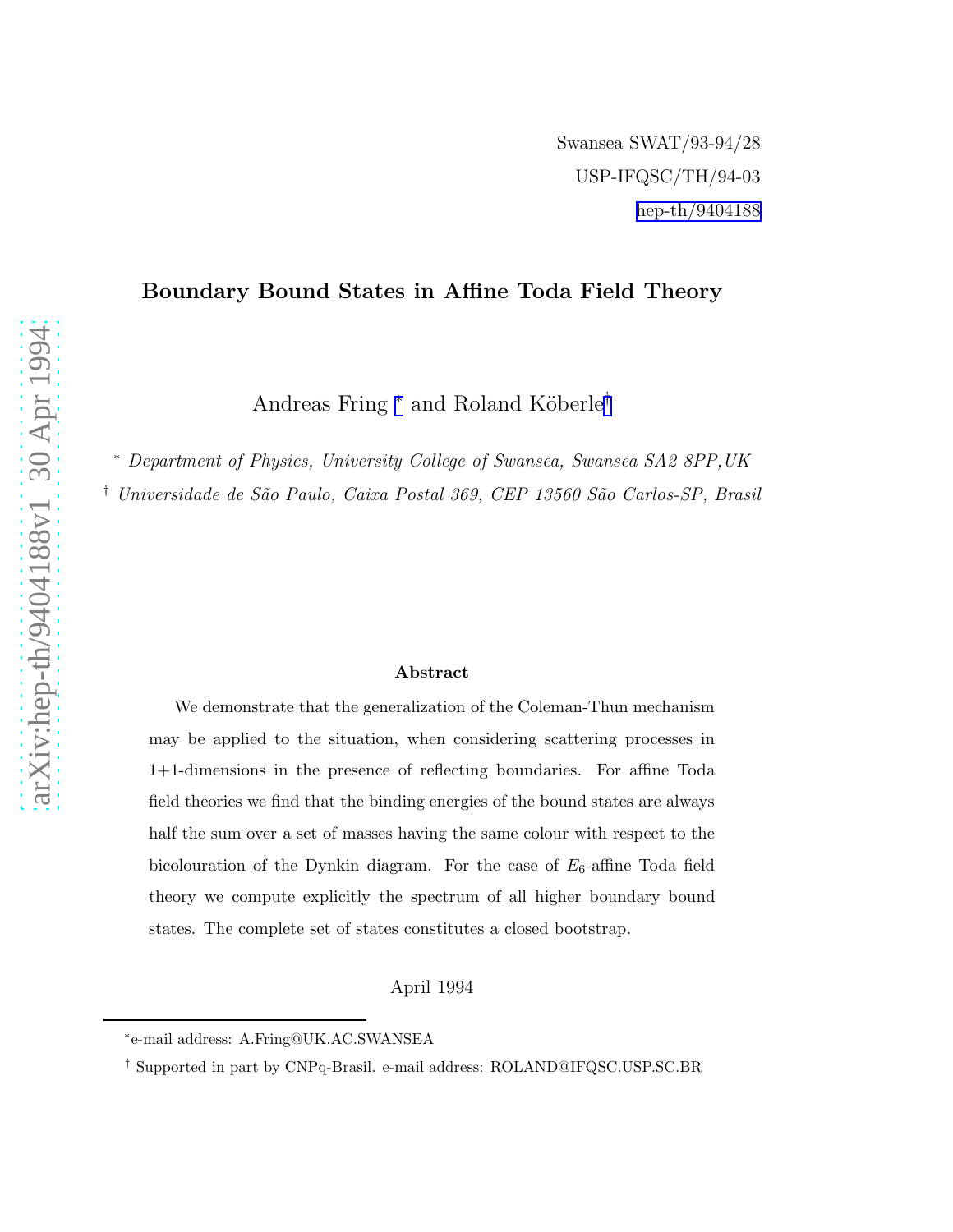Swansea SWAT/93-94/28

USP-IFQSC/TH/94-03

hep-th/9404188

# Boundary Bound States in Affine Toda Field Theory

Andreas Fring [*] and Roland Köberle[†]

[*] *Department of Physics, University College of Swansea, Swansea SA2 8PP,UK*

[†] *Universidade de São Paulo, Caixa Postal 369, CEP 13560 São Carlos-SP, Brasil*

### Abstract

We demonstrate that the generalization of the Coleman-Thun mechanism may be applied to the situation, when considering scattering processes in 1+1-dimensions in the presence of reflecting boundaries. For affine Toda field theories we find that the binding energies of the bound states are always half the sum over a set of masses having the same colour with respect to the bicolouration of the Dynkin diagram. For the case of $E_6$-affine Toda field theory we compute explicitly the spectrum of all higher boundary bound states. The complete set of states constitutes a closed bootstrap.

April 1994

[*]e-mail address: A.Fring@UK.AC.SWANSEA

[†] Supported in part by CNPq-Brasil. e-mail address: ROLAND@IFQSC.USP.SC.BR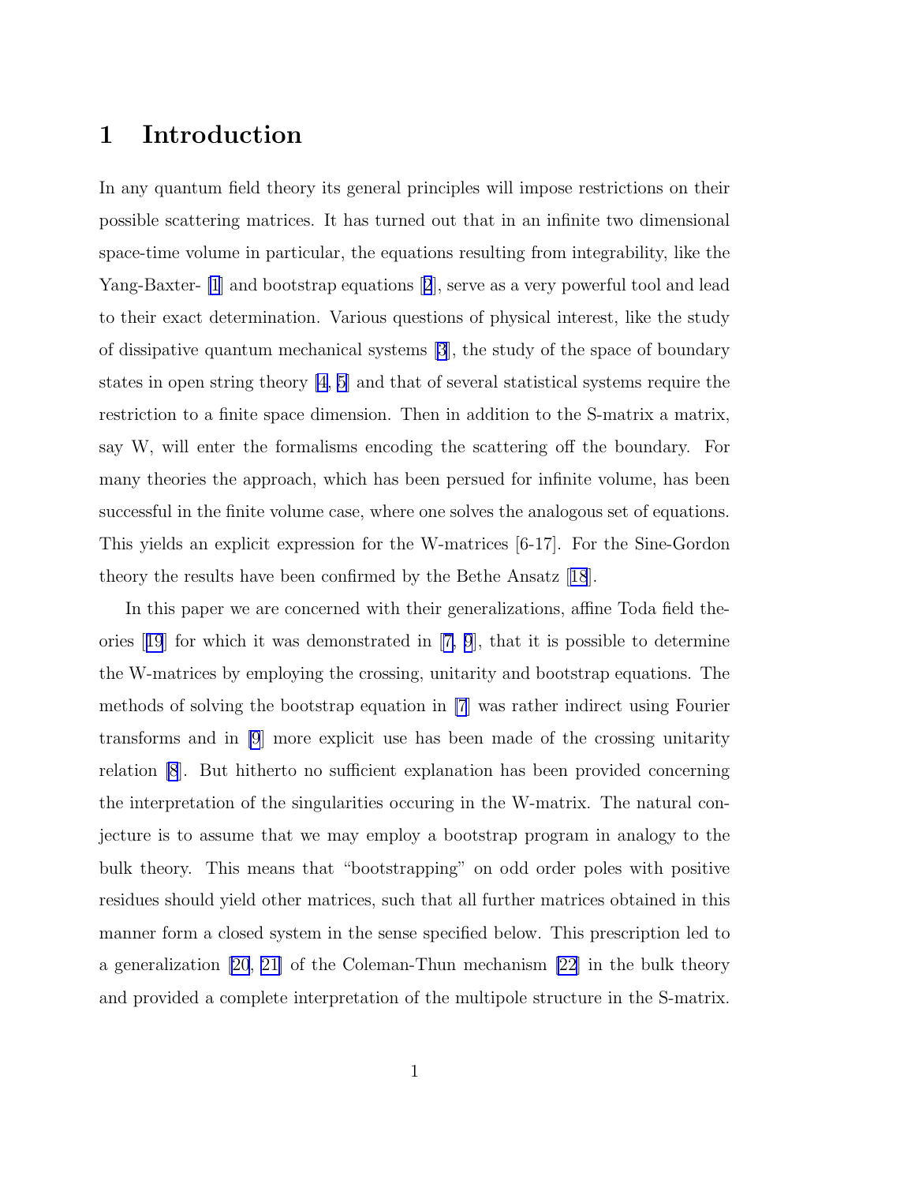# 1 Introduction

In any quantum field theory its general principles will impose restrictions on their possible scattering matrices. It has turned out that in an infinite two dimensional space-time volume in particular, the equations resulting from integrability, like the Yang-Baxter- [1] and bootstrap equations [2], serve as a very powerful tool and lead to their exact determination. Various questions of physical interest, like the study of dissipative quantum mechanical systems [3], the study of the space of boundary states in open string theory [4, 5] and that of several statistical systems require the restriction to a finite space dimension. Then in addition to the S-matrix a matrix, say W, will enter the formalisms encoding the scattering off the boundary. For many theories the approach, which has been persued for infinite volume, has been successful in the finite volume case, where one solves the analogous set of equations. This yields an explicit expression for the W-matrices [6-17]. For the Sine-Gordon theory the results have been confirmed by the Bethe Ansatz [18].

In this paper we are concerned with their generalizations, affine Toda field theories [19] for which it was demonstrated in [7, 9], that it is possible to determine the W-matrices by employing the crossing, unitarity and bootstrap equations. The methods of solving the bootstrap equation in [7] was rather indirect using Fourier transforms and in [9] more explicit use has been made of the crossing unitarity relation [8]. But hitherto no sufficient explanation has been provided concerning the interpretation of the singularities occuring in the W-matrix. The natural conjecture is to assume that we may employ a bootstrap program in analogy to the bulk theory. This means that "bootstrapping" on odd order poles with positive residues should yield other matrices, such that all further matrices obtained in this manner form a closed system in the sense specified below. This prescription led to a generalization [20, 21] of the Coleman-Thun mechanism [22] in the bulk theory and provided a complete interpretation of the multipole structure in the S-matrix.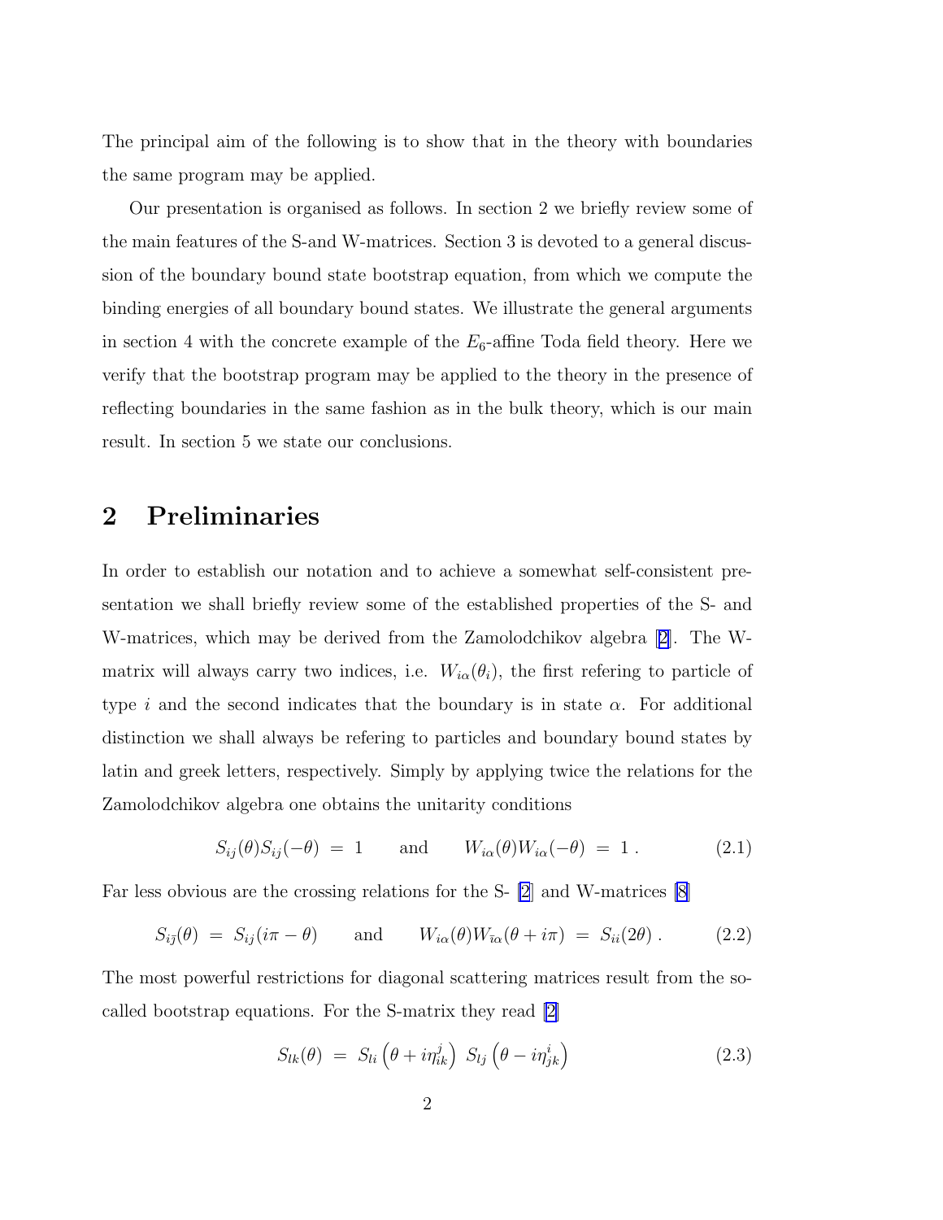The principal aim of the following is to show that in the theory with boundaries the same program may be applied.

Our presentation is organised as follows. In section 2 we briefly review some of the main features of the S-and W-matrices. Section 3 is devoted to a general discussion of the boundary bound state bootstrap equation, from which we compute the binding energies of all boundary bound states. We illustrate the general arguments in section 4 with the concrete example of the $E_6$-affine Toda field theory. Here we verify that the bootstrap program may be applied to the theory in the presence of reflecting boundaries in the same fashion as in the bulk theory, which is our main result. In section 5 we state our conclusions.

## 2 Preliminaries

In order to establish our notation and to achieve a somewhat self-consistent presentation we shall briefly review some of the established properties of the S- and W-matrices, which may be derived from the Zamolodchikov algebra [2]. The W-matrix will always carry two indices, i.e. $W_{i\alpha}(\theta_i)$, the first refering to particle of type $i$ and the second indicates that the boundary is in state $\alpha$. For additional distinction we shall always be refering to particles and boundary bound states by latin and greek letters, respectively. Simply by applying twice the relations for the Zamolodchikov algebra one obtains the unitarity conditions

$$S_{ij}(\theta)S_{ij}(-\theta) \;=\; 1 \qquad \text{and} \qquad W_{i\alpha}(\theta)W_{i\alpha}(-\theta) \;=\; 1 \; . \tag{2.1}$$

Far less obvious are the crossing relations for the S- [2] and W-matrices [8]

$$S_{i\bar{j}}(\theta) \;=\; S_{ij}(i\pi-\theta) \qquad \text{and} \qquad W_{i\alpha}(\theta)W_{\bar{i}\alpha}(\theta+i\pi) \;=\; S_{ii}(2\theta) \; . \tag{2.2}$$

The most powerful restrictions for diagonal scattering matrices result from the so-called bootstrap equations. For the S-matrix they read [2]

$$S_{lk}(\theta) \;=\; S_{li}\left(\theta+i\eta_{ik}^{j}\right)\; S_{lj}\left(\theta-i\eta_{jk}^{i}\right) \tag{2.3}$$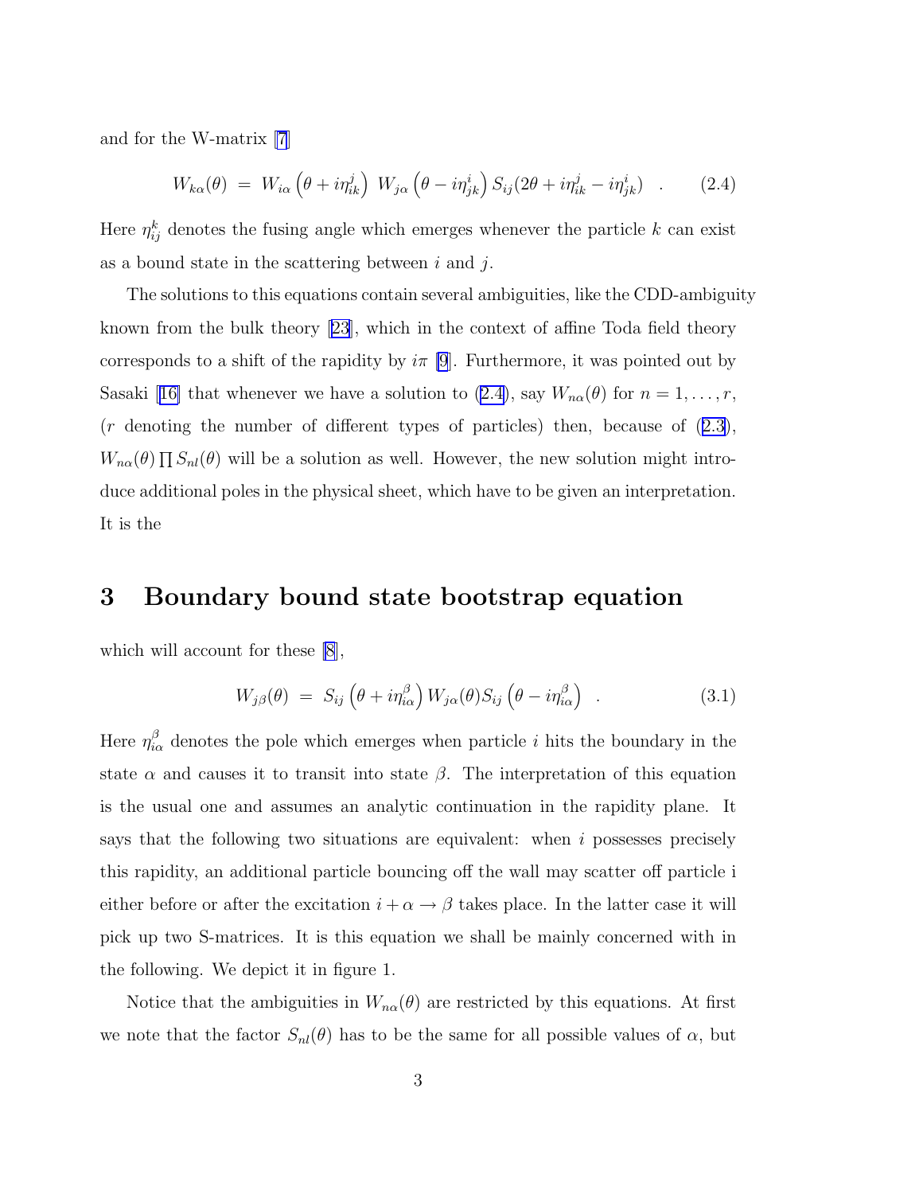and for the W-matrix [7]

$$W_{k\alpha}(\theta) \;=\; W_{i\alpha}\left(\theta + i\eta_{ik}^{j}\right)\; W_{j\alpha}\left(\theta - i\eta_{jk}^{i}\right) S_{ij}(2\theta + i\eta_{ik}^{j} - i\eta_{jk}^{i}) \quad . \qquad (2.4)$$

Here $\eta_{ij}^{k}$ denotes the fusing angle which emerges whenever the particle $k$ can exist as a bound state in the scattering between $i$ and $j$.

The solutions to this equations contain several ambiguities, like the CDD-ambiguity known from the bulk theory [23], which in the context of affine Toda field theory corresponds to a shift of the rapidity by $i\pi$ [9]. Furthermore, it was pointed out by Sasaki [16] that whenever we have a solution to (2.4), say $W_{n\alpha}(\theta)$ for $n = 1, \ldots, r$, ($r$ denoting the number of different types of particles) then, because of (2.3), $W_{n\alpha}(\theta) \prod S_{nl}(\theta)$ will be a solution as well. However, the new solution might introduce additional poles in the physical sheet, which have to be given an interpretation. It is the

# 3 Boundary bound state bootstrap equation

which will account for these [8],

$$W_{j\beta}(\theta) \;=\; S_{ij}\left(\theta + i\eta_{i\alpha}^{\beta}\right) W_{j\alpha}(\theta) S_{ij}\left(\theta - i\eta_{i\alpha}^{\beta}\right) \quad . \qquad (3.1)$$

Here $\eta_{i\alpha}^{\beta}$ denotes the pole which emerges when particle $i$ hits the boundary in the state $\alpha$ and causes it to transit into state $\beta$. The interpretation of this equation is the usual one and assumes an analytic continuation in the rapidity plane. It says that the following two situations are equivalent: when $i$ possesses precisely this rapidity, an additional particle bouncing off the wall may scatter off particle i either before or after the excitation $i + \alpha \to \beta$ takes place. In the latter case it will pick up two S-matrices. It is this equation we shall be mainly concerned with in the following. We depict it in figure 1.

Notice that the ambiguities in $W_{n\alpha}(\theta)$ are restricted by this equations. At first we note that the factor $S_{nl}(\theta)$ has to be the same for all possible values of $\alpha$, but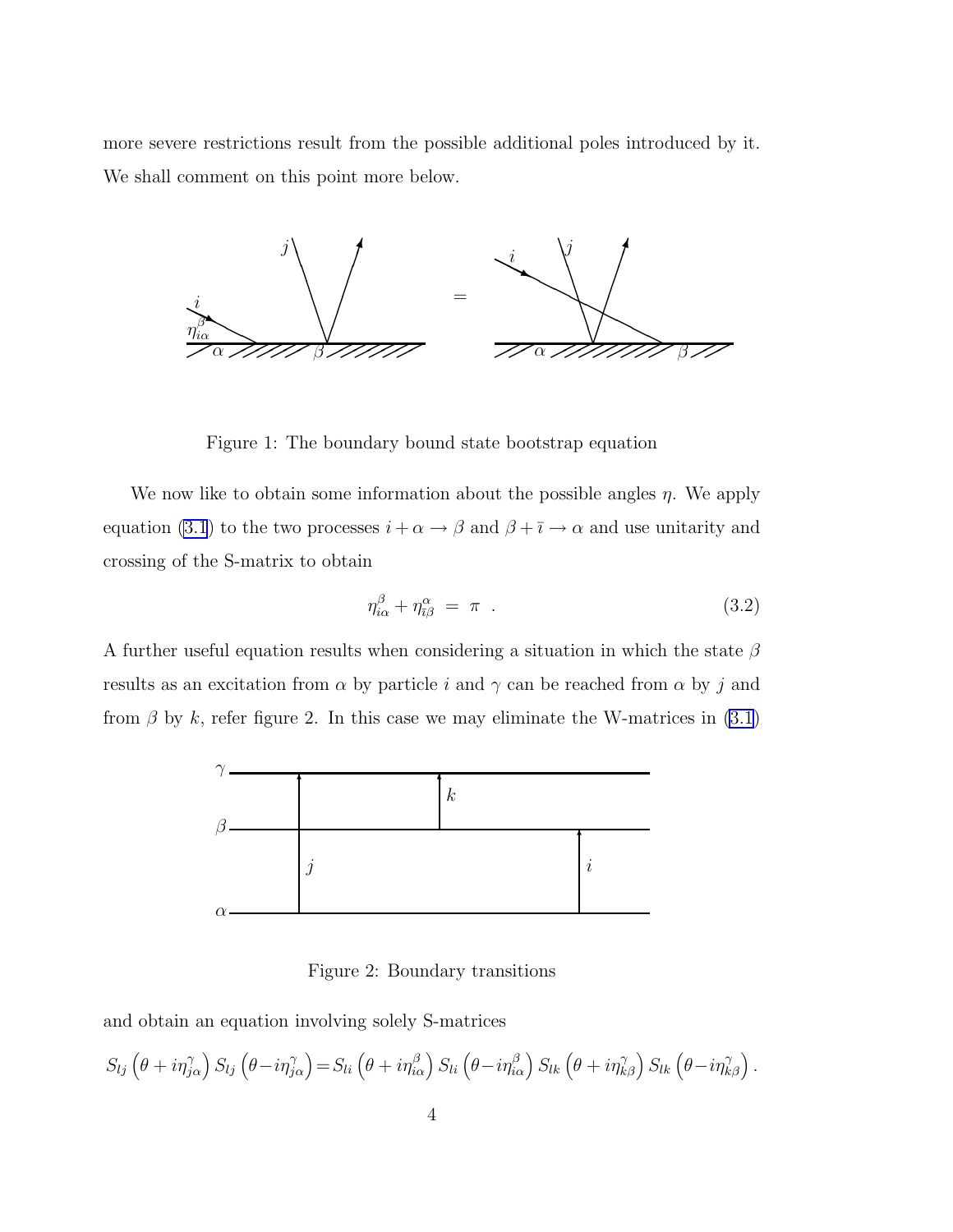more severe restrictions result from the possible additional poles introduced by it. We shall comment on this point more below.

Figure 1: The boundary bound state bootstrap equation

We now like to obtain some information about the possible angles $\eta$. We apply equation (3.1) to the two processes $i + \alpha \to \beta$ and $\beta + \bar{\imath} \to \alpha$ and use unitarity and crossing of the S-matrix to obtain

$$\eta_{i\alpha}^{\beta} + \eta_{\bar{\imath}\beta}^{\alpha} \ = \ \pi \ \ . \tag{3.2}$$

A further useful equation results when considering a situation in which the state $\beta$ results as an excitation from $\alpha$ by particle $i$ and $\gamma$ can be reached from $\alpha$ by $j$ and from $\beta$ by $k$, refer figure 2. In this case we may eliminate the W-matrices in (3.1)

Figure 2: Boundary transitions

and obtain an equation involving solely S-matrices

$$S_{lj}\left(\theta + i\eta_{j\alpha}^{\gamma}\right) S_{lj}\left(\theta - i\eta_{j\alpha}^{\gamma}\right) = S_{li}\left(\theta + i\eta_{i\alpha}^{\beta}\right) S_{li}\left(\theta - i\eta_{i\alpha}^{\beta}\right) S_{lk}\left(\theta + i\eta_{k\beta}^{\gamma}\right) S_{lk}\left(\theta - i\eta_{k\beta}^{\gamma}\right).$$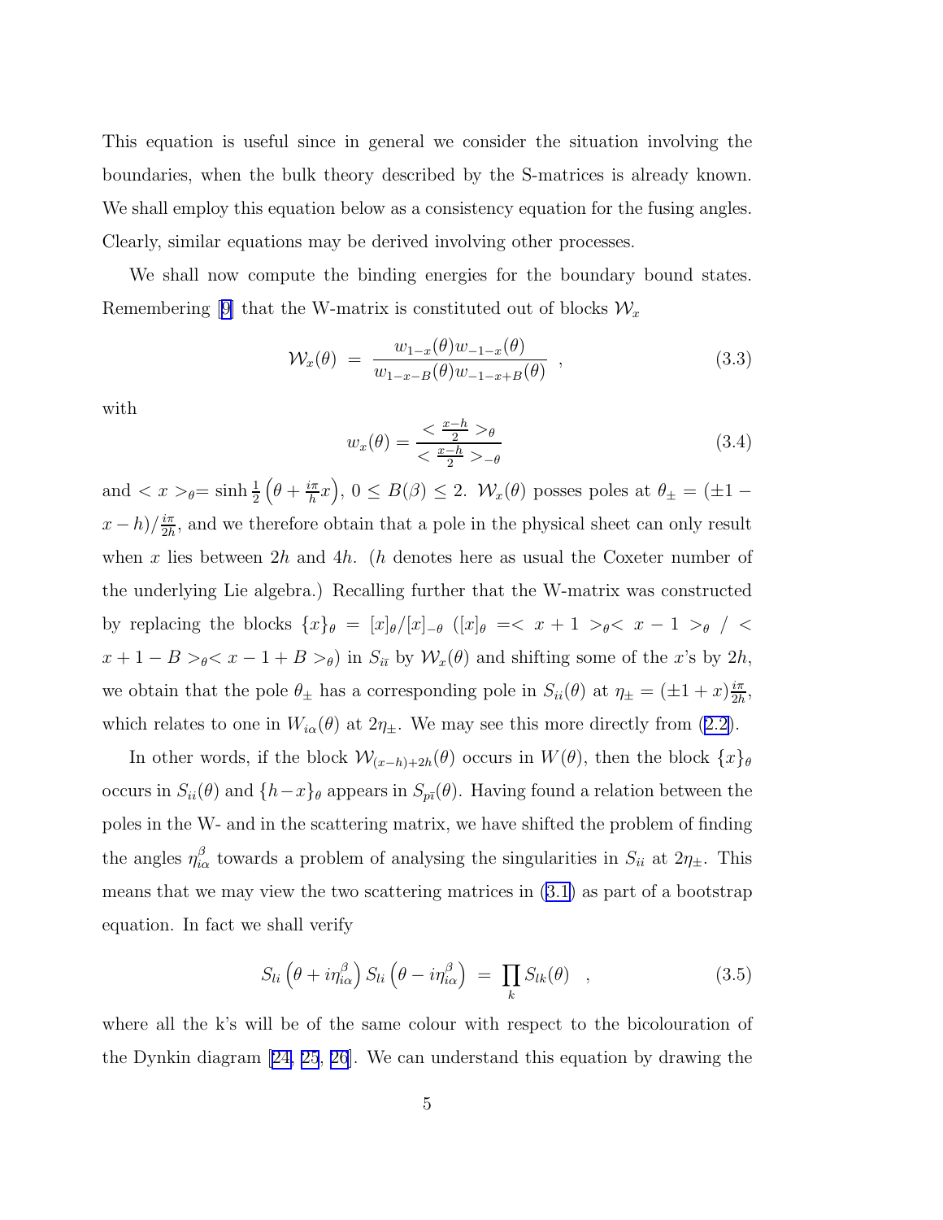This equation is useful since in general we consider the situation involving the boundaries, when the bulk theory described by the S-matrices is already known. We shall employ this equation below as a consistency equation for the fusing angles. Clearly, similar equations may be derived involving other processes.

We shall now compute the binding energies for the boundary bound states. Remembering [9] that the W-matrix is constituted out of blocks $\mathcal{W}_x$

$$\mathcal{W}_x(\theta) \;=\; \frac{w_{1-x}(\theta)w_{-1-x}(\theta)}{w_{1-x-B}(\theta)w_{-1-x+B}(\theta)} \quad , \tag{3.3}$$

with

$$w_x(\theta) = \frac{<\frac{x-h}{2}>_\theta}{<\frac{x-h}{2}>_{-\theta}} \tag{3.4}$$

and $< x >_\theta = \sinh\frac{1}{2}\left(\theta + \frac{i\pi}{h}x\right)$, $0 \le B(\beta) \le 2$. $\mathcal{W}_x(\theta)$ posses poles at $\theta_\pm = (\pm 1 - x - h)/\frac{i\pi}{2h}$, and we therefore obtain that a pole in the physical sheet can only result when $x$ lies between $2h$ and $4h$. ($h$ denotes here as usual the Coxeter number of the underlying Lie algebra.) Recalling further that the W-matrix was constructed by replacing the blocks $\{x\}_\theta = [x]_\theta/[x]_{-\theta}$ ($[x]_\theta = < x+1 >_\theta < x-1 >_\theta \,/\, < x+1-B >_\theta < x-1+B >_\theta$) in $S_{i\bar{\imath}}$ by $\mathcal{W}_x(\theta)$ and shifting some of the $x$'s by $2h$, we obtain that the pole $\theta_\pm$ has a corresponding pole in $S_{ii}(\theta)$ at $\eta_\pm = (\pm 1 + x)\frac{i\pi}{2h}$, which relates to one in $W_{i\alpha}(\theta)$ at $2\eta_\pm$. We may see this more directly from (2.2).

In other words, if the block $\mathcal{W}_{(x-h)+2h}(\theta)$ occurs in $W(\theta)$, then the block $\{x\}_\theta$ occurs in $S_{ii}(\theta)$ and $\{h-x\}_\theta$ appears in $S_{p\bar{\imath}}(\theta)$. Having found a relation between the poles in the W- and in the scattering matrix, we have shifted the problem of finding the angles $\eta_{i\alpha}^\beta$ towards a problem of analysing the singularities in $S_{ii}$ at $2\eta_\pm$. This means that we may view the two scattering matrices in (3.1) as part of a bootstrap equation. In fact we shall verify

$$S_{li}\left(\theta + i\eta_{i\alpha}^\beta\right) S_{li}\left(\theta - i\eta_{i\alpha}^\beta\right) \;=\; \prod_k S_{lk}(\theta) \quad , \tag{3.5}$$

where all the k's will be of the same colour with respect to the bicolouration of the Dynkin diagram [24, 25, 26]. We can understand this equation by drawing the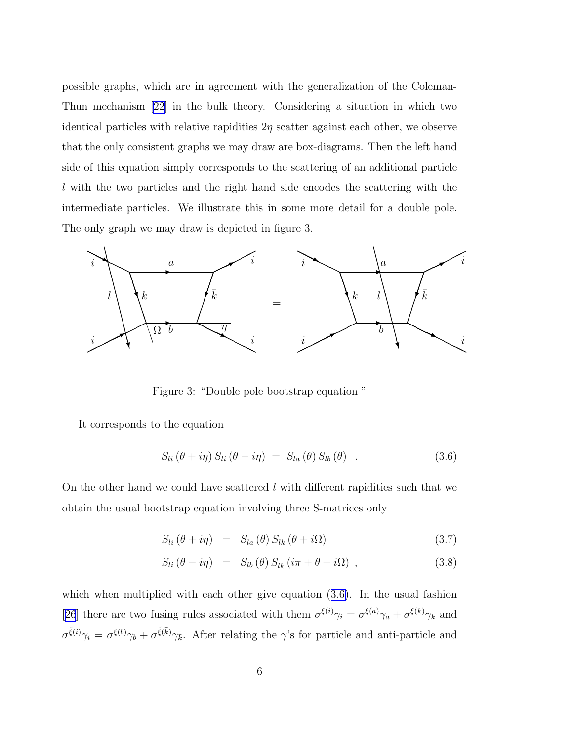possible graphs, which are in agreement with the generalization of the Coleman-Thun mechanism [22] in the bulk theory. Considering a situation in which two identical particles with relative rapidities $2\eta$ scatter against each other, we observe that the only consistent graphs we may draw are box-diagrams. Then the left hand side of this equation simply corresponds to the scattering of an additional particle $l$ with the two particles and the right hand side encodes the scattering with the intermediate particles. We illustrate this in some more detail for a double pole. The only graph we may draw is depicted in figure 3.

Figure 3: "Double pole bootstrap equation "

It corresponds to the equation

$$S_{li}(\theta + i\eta)\, S_{li}(\theta - i\eta) \;=\; S_{la}(\theta)\, S_{lb}(\theta) \quad . \tag{3.6}$$

On the other hand we could have scattered $l$ with different rapidities such that we obtain the usual bootstrap equation involving three S-matrices only

$$S_{li}(\theta + i\eta) \;=\; S_{la}(\theta)\, S_{lk}(\theta + i\Omega) \tag{3.7}$$

$$S_{li}(\theta - i\eta) \;=\; S_{lb}(\theta)\, S_{l\bar{k}}(i\pi + \theta + i\Omega) \;, \tag{3.8}$$

which when multiplied with each other give equation (3.6). In the usual fashion [26] there are two fusing rules associated with them $\sigma^{\xi(i)}\gamma_i = \sigma^{\xi(a)}\gamma_a + \sigma^{\xi(k)}\gamma_k$ and $\sigma^{\tilde{\xi}(i)}\gamma_i = \sigma^{\xi(b)}\gamma_b + \sigma^{\tilde{\xi}(\bar{k})}\gamma_{\bar{k}}$. After relating the $\gamma$'s for particle and anti-particle and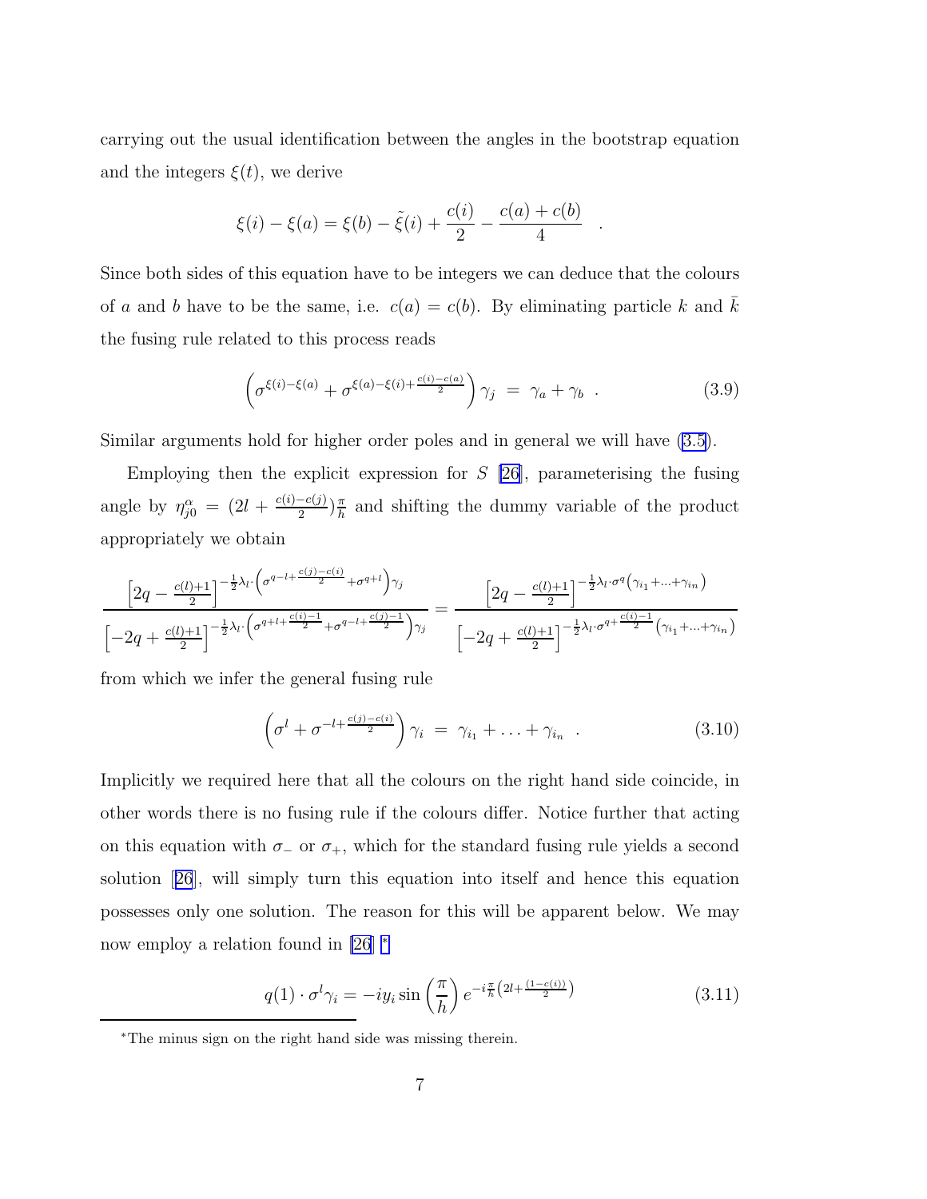carrying out the usual identification between the angles in the bootstrap equation and the integers $\xi(t)$, we derive

$$\xi(i) - \xi(a) = \xi(b) - \tilde{\xi}(i) + \frac{c(i)}{2} - \frac{c(a)+c(b)}{4} \quad .$$

Since both sides of this equation have to be integers we can deduce that the colours of $a$ and $b$ have to be the same, i.e. $c(a) = c(b)$. By eliminating particle $k$ and $\bar{k}$ the fusing rule related to this process reads

$$\left(\sigma^{\xi(i)-\xi(a)} + \sigma^{\xi(a)-\xi(i)+\frac{c(i)-c(a)}{2}}\right)\gamma_j \;=\; \gamma_a + \gamma_b \quad . \tag{3.9}$$

Similar arguments hold for higher order poles and in general we will have (3.5).

Employing then the explicit expression for $S$ [26], parameterising the fusing angle by $\eta_{j0}^{\alpha} = (2l + \frac{c(i)-c(j)}{2})\frac{\pi}{h}$ and shifting the dummy variable of the product appropriately we obtain

$$\frac{\left[2q - \frac{c(l)+1}{2}\right]^{-\frac{1}{2}\lambda_l\cdot\left(\sigma^{q-l+\frac{c(j)-c(i)}{2}}+\sigma^{q+l}\right)\gamma_j}}{\left[-2q + \frac{c(l)+1}{2}\right]^{-\frac{1}{2}\lambda_l\cdot\left(\sigma^{q+l+\frac{c(i)-1}{2}}+\sigma^{q-l+\frac{c(j)-1}{2}}\right)\gamma_j}} = \frac{\left[2q - \frac{c(l)+1}{2}\right]^{-\frac{1}{2}\lambda_l\cdot\sigma^{q}\left(\gamma_{i_1}+\ldots+\gamma_{i_n}\right)}}{\left[-2q + \frac{c(l)+1}{2}\right]^{-\frac{1}{2}\lambda_l\cdot\sigma^{q+\frac{c(i)-1}{2}}\left(\gamma_{i_1}+\ldots+\gamma_{i_n}\right)}}$$

from which we infer the general fusing rule

$$\left(\sigma^{l} + \sigma^{-l+\frac{c(j)-c(i)}{2}}\right)\gamma_i \;=\; \gamma_{i_1} + \ldots + \gamma_{i_n} \quad . \tag{3.10}$$

Implicitly we required here that all the colours on the right hand side coincide, in other words there is no fusing rule if the colours differ. Notice further that acting on this equation with $\sigma_-$ or $\sigma_+$, which for the standard fusing rule yields a second solution [26], will simply turn this equation into itself and hence this equation possesses only one solution. The reason for this will be apparent below. We may now employ a relation found in [26] *

$$q(1)\cdot\sigma^{l}\gamma_i = -iy_i \sin\left(\frac{\pi}{h}\right) e^{-i\frac{\pi}{h}\left(2l+\frac{(1-c(i))}{2}\right)} \tag{3.11}$$

*The minus sign on the right hand side was missing therein.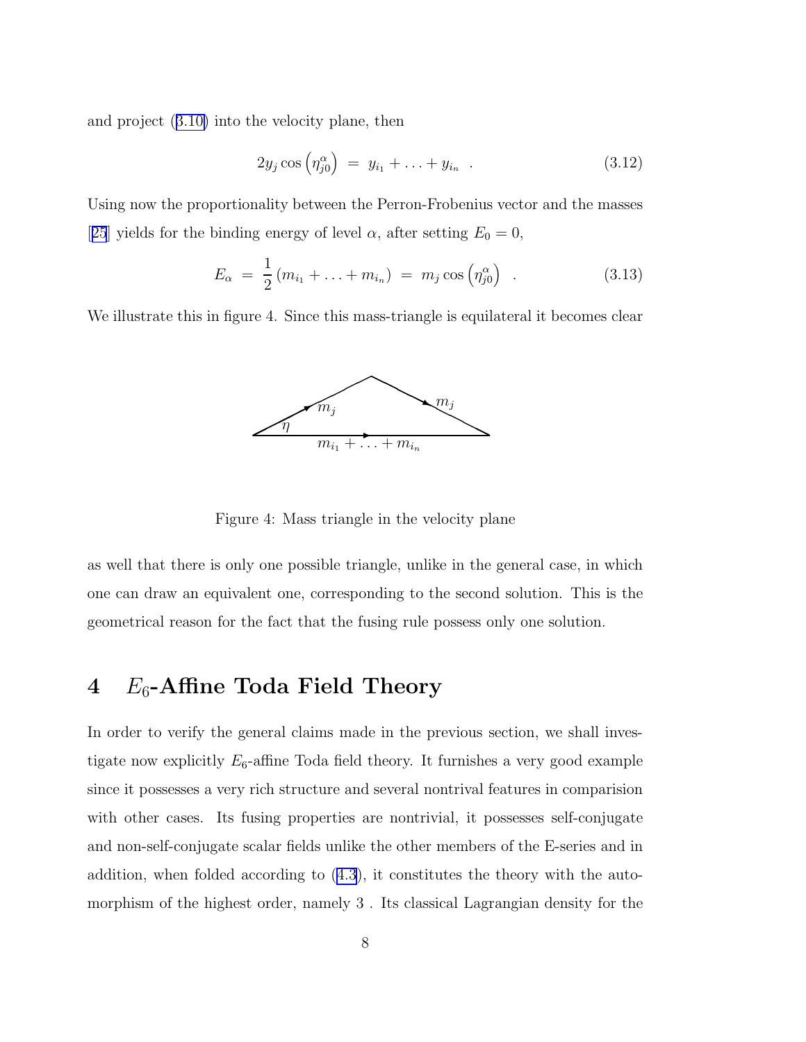and project (3.10) into the velocity plane, then

$$2y_j \cos\left(\eta_{j0}^{\alpha}\right) \;=\; y_{i_1} + \ldots + y_{i_n} \quad . \tag{3.12}$$

Using now the proportionality between the Perron-Frobenius vector and the masses [25] yields for the binding energy of level $\alpha$, after setting $E_0 = 0$,

$$E_\alpha \;=\; \frac{1}{2}\left(m_{i_1} + \ldots + m_{i_n}\right) \;=\; m_j \cos\left(\eta_{j0}^{\alpha}\right) \quad . \tag{3.13}$$

We illustrate this in figure 4. Since this mass-triangle is equilateral it becomes clear

$m_j$

$m_j$

$\eta$

$m_{i_1} + \ldots + m_{i_n}$

Figure 4: Mass triangle in the velocity plane

as well that there is only one possible triangle, unlike in the general case, in which one can draw an equivalent one, corresponding to the second solution. This is the geometrical reason for the fact that the fusing rule possess only one solution.

# 4 $E_6$-Affine Toda Field Theory

In order to verify the general claims made in the previous section, we shall investigate now explicitly $E_6$-affine Toda field theory. It furnishes a very good example since it possesses a very rich structure and several nontrival features in comparision with other cases. Its fusing properties are nontrivial, it possesses self-conjugate and non-self-conjugate scalar fields unlike the other members of the E-series and in addition, when folded according to (4.3), it constitutes the theory with the automorphism of the highest order, namely 3 . Its classical Lagrangian density for the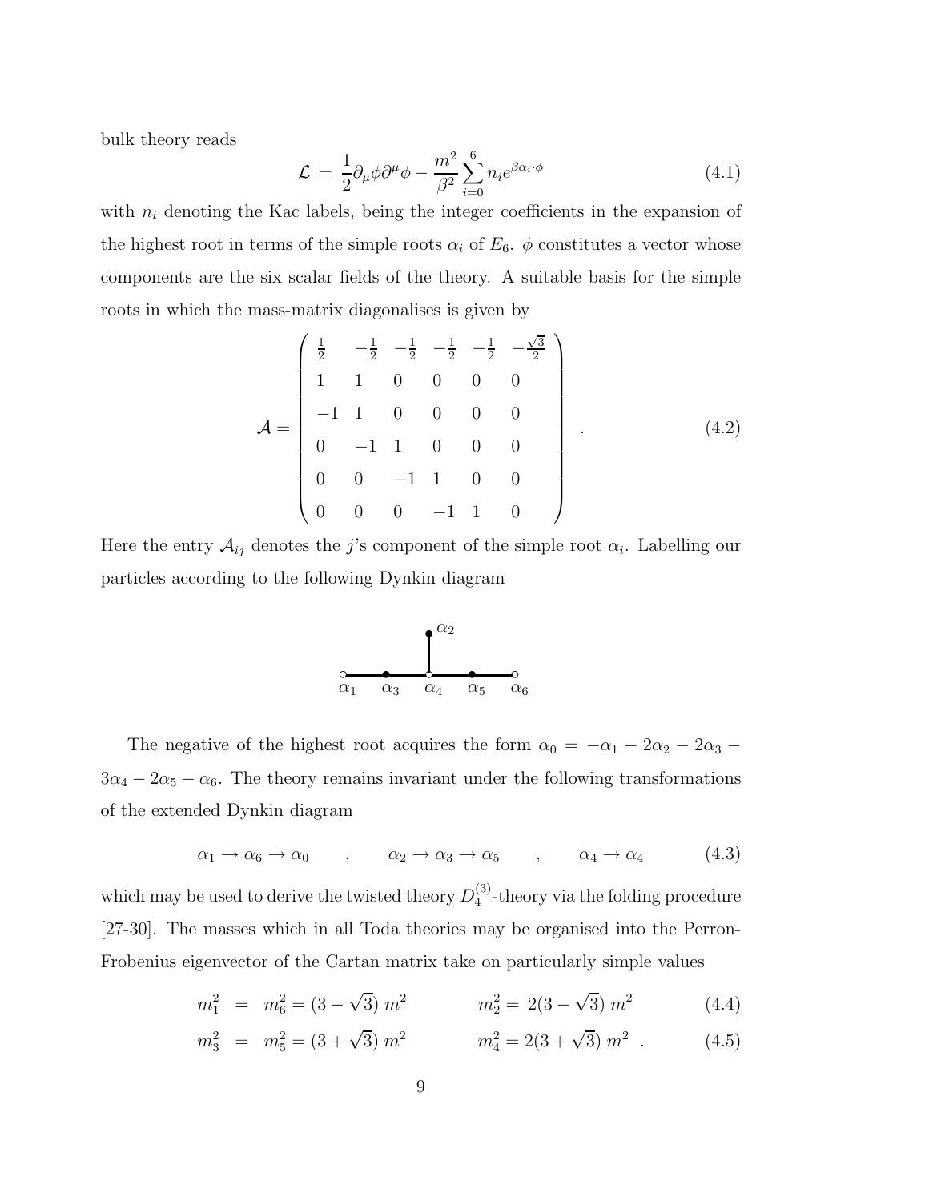bulk theory reads

$$\mathcal{L} \;=\; \frac{1}{2}\partial_\mu \phi \partial^\mu \phi - \frac{m^2}{\beta^2}\sum_{i=0}^{6} n_i e^{\beta \alpha_i \cdot \phi} \tag{4.1}$$

with $n_i$ denoting the Kac labels, being the integer coefficients in the expansion of the highest root in terms of the simple roots $\alpha_i$ of $E_6$. $\phi$ constitutes a vector whose components are the six scalar fields of the theory. A suitable basis for the simple roots in which the mass-matrix diagonalises is given by

$$\mathcal{A} = \begin{pmatrix} \frac{1}{2} & -\frac{1}{2} & -\frac{1}{2} & -\frac{1}{2} & -\frac{1}{2} & -\frac{\sqrt{3}}{2} \\ 1 & 1 & 0 & 0 & 0 & 0 \\ -1 & 1 & 0 & 0 & 0 & 0 \\ 0 & -1 & 1 & 0 & 0 & 0 \\ 0 & 0 & -1 & 1 & 0 & 0 \\ 0 & 0 & 0 & -1 & 1 & 0 \end{pmatrix} \quad . \tag{4.2}$$

Here the entry $\mathcal{A}_{ij}$ denotes the $j$'s component of the simple root $\alpha_i$. Labelling our particles according to the following Dynkin diagram

$\alpha_2$

$\alpha_1$ $\alpha_3$ $\alpha_4$ $\alpha_5$ $\alpha_6$

The negative of the highest root acquires the form $\alpha_0 = -\alpha_1 - 2\alpha_2 - 2\alpha_3 - 3\alpha_4 - 2\alpha_5 - \alpha_6$. The theory remains invariant under the following transformations of the extended Dynkin diagram

$$\alpha_1 \to \alpha_6 \to \alpha_0 \qquad , \qquad \alpha_2 \to \alpha_3 \to \alpha_5 \qquad , \qquad \alpha_4 \to \alpha_4 \tag{4.3}$$

which may be used to derive the twisted theory $D_4^{(3)}$-theory via the folding procedure [27-30]. The masses which in all Toda theories may be organised into the Perron-Frobenius eigenvector of the Cartan matrix take on particularly simple values

$$m_1^2 \;=\; m_6^2 = (3-\sqrt{3})\; m^2 \qquad\qquad m_2^2 = \; 2(3-\sqrt{3})\; m^2 \tag{4.4}$$

$$m_3^2 \;=\; m_5^2 = (3+\sqrt{3})\; m^2 \qquad\qquad m_4^2 = 2(3+\sqrt{3})\; m^2 \;\; . \tag{4.5}$$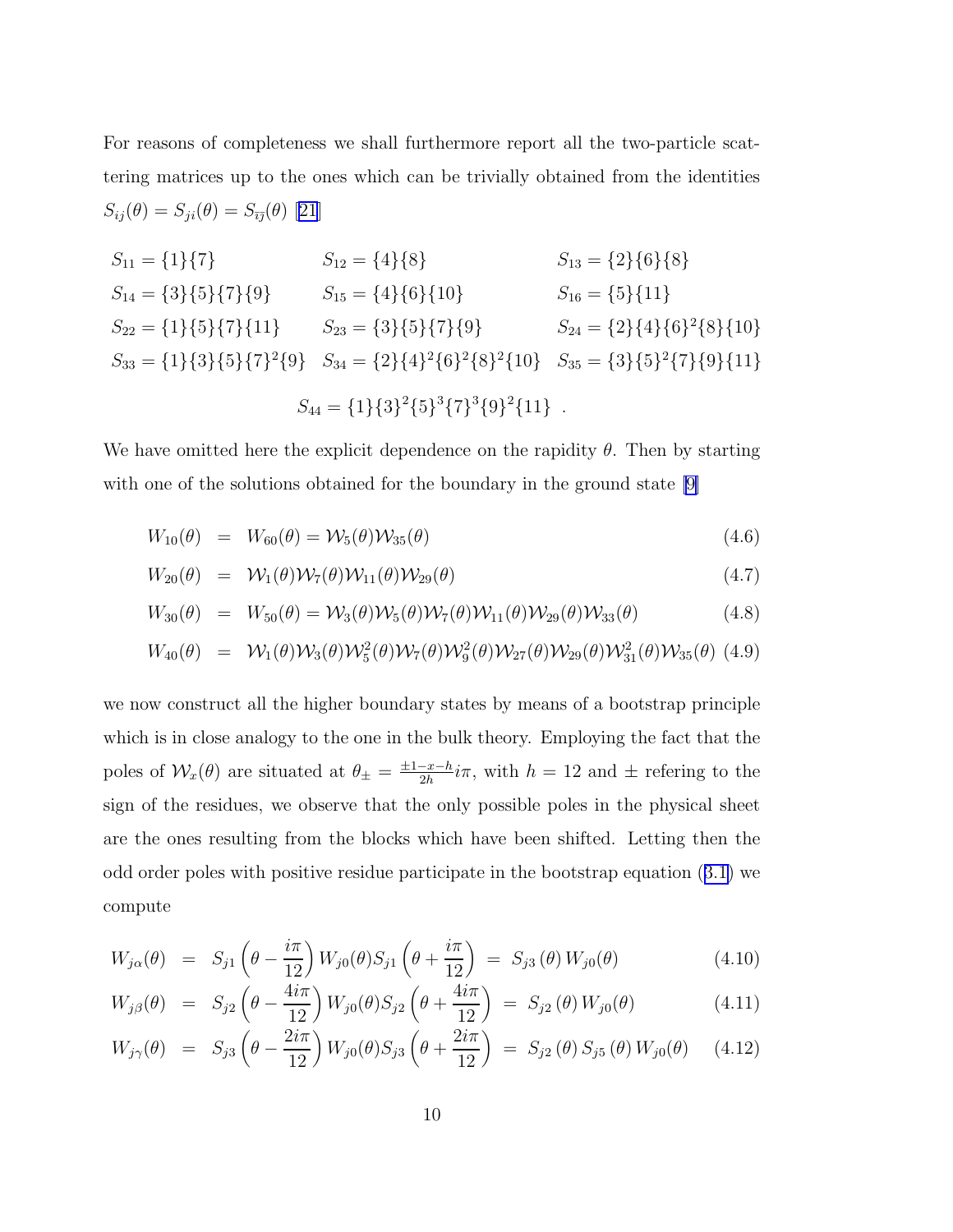For reasons of completeness we shall furthermore report all the two-particle scattering matrices up to the ones which can be trivially obtained from the identities $S_{ij}(\theta) = S_{ji}(\theta) = S_{\bar{i}\bar{j}}(\theta)$ [21]

$$
\begin{array}{lll}
S_{11} = \{1\}\{7\} & S_{12} = \{4\}\{8\} & S_{13} = \{2\}\{6\}\{8\} \\
S_{14} = \{3\}\{5\}\{7\}\{9\} & S_{15} = \{4\}\{6\}\{10\} & S_{16} = \{5\}\{11\} \\
S_{22} = \{1\}\{5\}\{7\}\{11\} & S_{23} = \{3\}\{5\}\{7\}\{9\} & S_{24} = \{2\}\{4\}\{6\}^2\{8\}\{10\} \\
S_{33} = \{1\}\{3\}\{5\}\{7\}^2\{9\} & S_{34} = \{2\}\{4\}^2\{6\}^2\{8\}^2\{10\} & S_{35} = \{3\}\{5\}^2\{7\}\{9\}\{11\}
\end{array}
$$

$$
S_{44} = \{1\}\{3\}^2\{5\}^3\{7\}^3\{9\}^2\{11\} \ .
$$

We have omitted here the explicit dependence on the rapidity $\theta$. Then by starting with one of the solutions obtained for the boundary in the ground state [9]

$$
\begin{aligned}
W_{10}(\theta) &= W_{60}(\theta) = \mathcal{W}_5(\theta)\mathcal{W}_{35}(\theta) && (4.6)\\
W_{20}(\theta) &= \mathcal{W}_1(\theta)\mathcal{W}_7(\theta)\mathcal{W}_{11}(\theta)\mathcal{W}_{29}(\theta) && (4.7)\\
W_{30}(\theta) &= W_{50}(\theta) = \mathcal{W}_3(\theta)\mathcal{W}_5(\theta)\mathcal{W}_7(\theta)\mathcal{W}_{11}(\theta)\mathcal{W}_{29}(\theta)\mathcal{W}_{33}(\theta) && (4.8)\\
W_{40}(\theta) &= \mathcal{W}_1(\theta)\mathcal{W}_3(\theta)\mathcal{W}_5^2(\theta)\mathcal{W}_7(\theta)\mathcal{W}_9^2(\theta)\mathcal{W}_{27}(\theta)\mathcal{W}_{29}(\theta)\mathcal{W}_{31}^2(\theta)\mathcal{W}_{35}(\theta) && (4.9)
\end{aligned}
$$

we now construct all the higher boundary states by means of a bootstrap principle which is in close analogy to the one in the bulk theory. Employing the fact that the poles of $\mathcal{W}_x(\theta)$ are situated at $\theta_\pm = \frac{\pm 1 - x - h}{2h} i\pi$, with $h = 12$ and $\pm$ refering to the sign of the residues, we observe that the only possible poles in the physical sheet are the ones resulting from the blocks which have been shifted. Letting then the odd order poles with positive residue participate in the bootstrap equation (3.1) we compute

$$
\begin{aligned}
W_{j\alpha}(\theta) &= S_{j1}\left(\theta - \frac{i\pi}{12}\right) W_{j0}(\theta) S_{j1}\left(\theta + \frac{i\pi}{12}\right) \;=\; S_{j3}\left(\theta\right) W_{j0}(\theta) && (4.10)\\
W_{j\beta}(\theta) &= S_{j2}\left(\theta - \frac{4i\pi}{12}\right) W_{j0}(\theta) S_{j2}\left(\theta + \frac{4i\pi}{12}\right) \;=\; S_{j2}\left(\theta\right) W_{j0}(\theta) && (4.11)\\
W_{j\gamma}(\theta) &= S_{j3}\left(\theta - \frac{2i\pi}{12}\right) W_{j0}(\theta) S_{j3}\left(\theta + \frac{2i\pi}{12}\right) \;=\; S_{j2}\left(\theta\right) S_{j5}\left(\theta\right) W_{j0}(\theta) && (4.12)
\end{aligned}
$$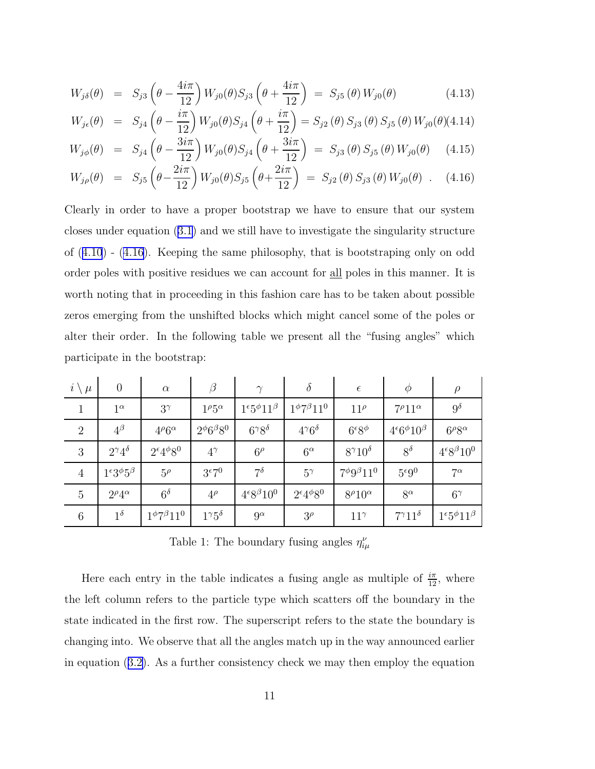$$W_{j\delta}(\theta) = S_{j3}\left(\theta - \frac{4i\pi}{12}\right) W_{j0}(\theta) S_{j3}\left(\theta + \frac{4i\pi}{12}\right) = S_{j5}(\theta) W_{j0}(\theta) \tag{4.13}$$

$$W_{j\epsilon}(\theta) = S_{j4}\left(\theta - \frac{i\pi}{12}\right) W_{j0}(\theta) S_{j4}\left(\theta + \frac{i\pi}{12}\right) = S_{j2}(\theta) S_{j3}(\theta) S_{j5}(\theta) W_{j0}(\theta) \tag{4.14}$$

$$W_{j\phi}(\theta) = S_{j4}\left(\theta - \frac{3i\pi}{12}\right) W_{j0}(\theta) S_{j4}\left(\theta + \frac{3i\pi}{12}\right) = S_{j3}(\theta) S_{j5}(\theta) W_{j0}(\theta) \tag{4.15}$$

$$W_{j\rho}(\theta) = S_{j5}\left(\theta - \frac{2i\pi}{12}\right) W_{j0}(\theta) S_{j5}\left(\theta + \frac{2i\pi}{12}\right) = S_{j2}(\theta) S_{j3}(\theta) W_{j0}(\theta) \ . \tag{4.16}$$

Clearly in order to have a proper bootstrap we have to ensure that our system closes under equation (3.1) and we still have to investigate the singularity structure of (4.10) - (4.16). Keeping the same philosophy, that is bootstraping only on odd order poles with positive residues we can account for all poles in this manner. It is worth noting that in proceeding in this fashion care has to be taken about possible zeros emerging from the unshifted blocks which might cancel some of the poles or alter their order. In the following table we present all the "fusing angles" which participate in the bootstrap:

| $i \setminus \mu$ | $0$ | $\alpha$ | $\beta$ | $\gamma$ | $\delta$ | $\epsilon$ | $\phi$ | $\rho$ |
|---|---|---|---|---|---|---|---|---|
| 1 | $1^\alpha$ | $3^\gamma$ | $1^\rho 5^\alpha$ | $1^\epsilon 5^\phi 11^\beta$ | $1^\phi 7^\beta 11^0$ | $11^\rho$ | $7^\rho 11^\alpha$ | $9^\delta$ |
| 2 | $4^\beta$ | $4^\rho 6^\alpha$ | $2^\phi 6^\beta 8^0$ | $6^\gamma 8^\delta$ | $4^\gamma 6^\delta$ | $6^\epsilon 8^\phi$ | $4^\epsilon 6^\phi 10^\beta$ | $6^\rho 8^\alpha$ |
| 3 | $2^\gamma 4^\delta$ | $2^\epsilon 4^\phi 8^0$ | $4^\gamma$ | $6^\rho$ | $6^\alpha$ | $8^\gamma 10^\delta$ | $8^\delta$ | $4^\epsilon 8^\beta 10^0$ |
| 4 | $1^\epsilon 3^\phi 5^\beta$ | $5^\rho$ | $3^\epsilon 7^0$ | $7^\delta$ | $5^\gamma$ | $7^\phi 9^\beta 11^0$ | $5^\epsilon 9^0$ | $7^\alpha$ |
| 5 | $2^\rho 4^\alpha$ | $6^\delta$ | $4^\rho$ | $4^\epsilon 8^\beta 10^0$ | $2^\epsilon 4^\phi 8^0$ | $8^\rho 10^\alpha$ | $8^\alpha$ | $6^\gamma$ |
| 6 | $1^\delta$ | $1^\phi 7^\beta 11^0$ | $1^\gamma 5^\delta$ | $9^\alpha$ | $3^\rho$ | $11^\gamma$ | $7^\gamma 11^\delta$ | $1^\epsilon 5^\phi 11^\beta$ |

Table 1: The boundary fusing angles $\eta_{i\mu}^{\nu}$

Here each entry in the table indicates a fusing angle as multiple of $\frac{i\pi}{12}$, where the left column refers to the particle type which scatters off the boundary in the state indicated in the first row. The superscript refers to the state the boundary is changing into. We observe that all the angles match up in the way announced earlier in equation (3.2). As a further consistency check we may then employ the equation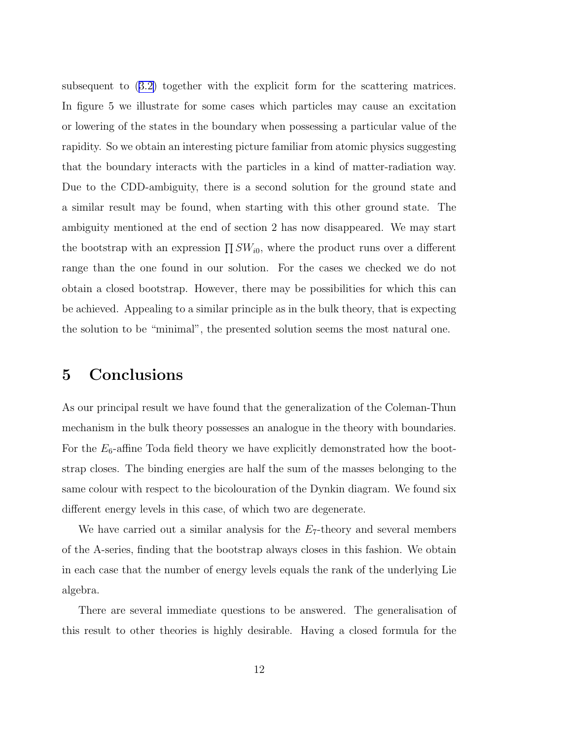subsequent to (3.2) together with the explicit form for the scattering matrices. In figure 5 we illustrate for some cases which particles may cause an excitation or lowering of the states in the boundary when possessing a particular value of the rapidity. So we obtain an interesting picture familiar from atomic physics suggesting that the boundary interacts with the particles in a kind of matter-radiation way. Due to the CDD-ambiguity, there is a second solution for the ground state and a similar result may be found, when starting with this other ground state. The ambiguity mentioned at the end of section 2 has now disappeared. We may start the bootstrap with an expression $\prod SW_{i0}$, where the product runs over a different range than the one found in our solution. For the cases we checked we do not obtain a closed bootstrap. However, there may be possibilities for which this can be achieved. Appealing to a similar principle as in the bulk theory, that is expecting the solution to be "minimal", the presented solution seems the most natural one.

# 5 Conclusions

As our principal result we have found that the generalization of the Coleman-Thun mechanism in the bulk theory possesses an analogue in the theory with boundaries. For the $E_6$-affine Toda field theory we have explicitly demonstrated how the bootstrap closes. The binding energies are half the sum of the masses belonging to the same colour with respect to the bicolouration of the Dynkin diagram. We found six different energy levels in this case, of which two are degenerate.

We have carried out a similar analysis for the $E_7$-theory and several members of the A-series, finding that the bootstrap always closes in this fashion. We obtain in each case that the number of energy levels equals the rank of the underlying Lie algebra.

There are several immediate questions to be answered. The generalisation of this result to other theories is highly desirable. Having a closed formula for the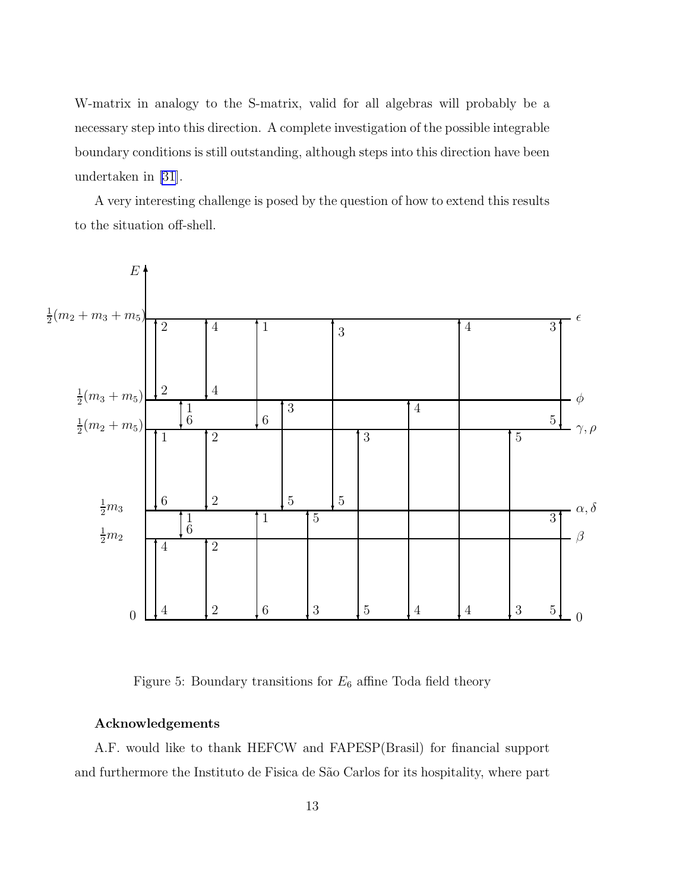W-matrix in analogy to the S-matrix, valid for all algebras will probably be a necessary step into this direction. A complete investigation of the possible integrable boundary conditions is still outstanding, although steps into this direction have been undertaken in [31].

A very interesting challenge is posed by the question of how to extend this results to the situation off-shell.

$E$

$\frac{1}{2}(m_2+m_3+m_5)$ $\epsilon$

$\frac{1}{2}(m_3+m_5)$ $\phi$

$\frac{1}{2}(m_2+m_5)$ $\gamma, \rho$

$\frac{1}{2}m_3$ $\alpha, \delta$

$\frac{1}{2}m_2$ $\beta$

0 0

Figure 5: Boundary transitions for $E_6$ affine Toda field theory

**Acknowledgements**

A.F. would like to thank HEFCW and FAPESP(Brasil) for financial support and furthermore the Instituto de Fisica de São Carlos for its hospitality, where part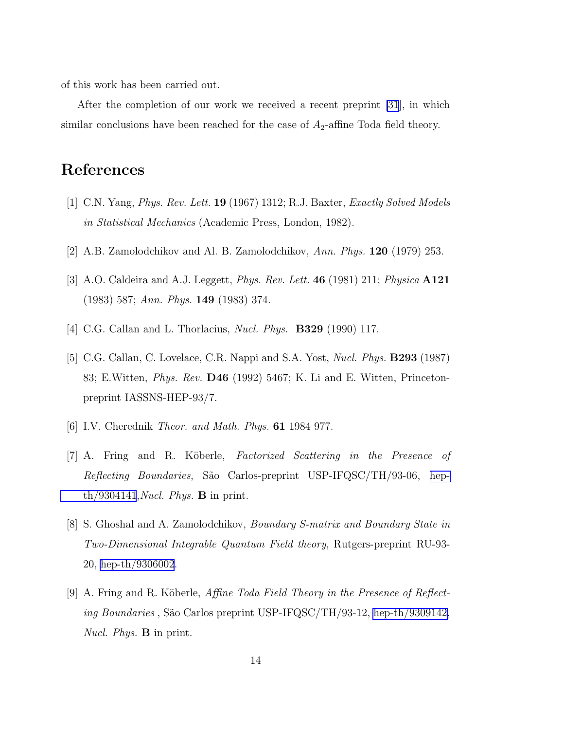of this work has been carried out.

After the completion of our work we received a recent preprint [31], in which similar conclusions have been reached for the case of $A_2$-affine Toda field theory.

# References

[1] C.N. Yang, *Phys. Rev. Lett.* **19** (1967) 1312; R.J. Baxter, *Exactly Solved Models in Statistical Mechanics* (Academic Press, London, 1982).

[2] A.B. Zamolodchikov and Al. B. Zamolodchikov, *Ann. Phys.* **120** (1979) 253.

[3] A.O. Caldeira and A.J. Leggett, *Phys. Rev. Lett.* **46** (1981) 211; *Physica* **A121** (1983) 587; *Ann. Phys.* **149** (1983) 374.

[4] C.G. Callan and L. Thorlacius, *Nucl. Phys.* **B329** (1990) 117.

[5] C.G. Callan, C. Lovelace, C.R. Nappi and S.A. Yost, *Nucl. Phys.* **B293** (1987) 83; E.Witten, *Phys. Rev.* **D46** (1992) 5467; K. Li and E. Witten, Princeton-preprint IASSNS-HEP-93/7.

[6] I.V. Cherednik *Theor. and Math. Phys.* **61** 1984 977.

[7] A. Fring and R. Köberle, *Factorized Scattering in the Presence of Reflecting Boundaries*, São Carlos-preprint USP-IFQSC/TH/93-06, hep-th/9304141,*Nucl. Phys.* **B** in print.

[8] S. Ghoshal and A. Zamolodchikov, *Boundary S-matrix and Boundary State in Two-Dimensional Integrable Quantum Field theory*, Rutgers-preprint RU-93-20, hep-th/9306002.

[9] A. Fring and R. Köberle, *Affine Toda Field Theory in the Presence of Reflecting Boundaries* , São Carlos preprint USP-IFQSC/TH/93-12, hep-th/9309142, *Nucl. Phys.* **B** in print.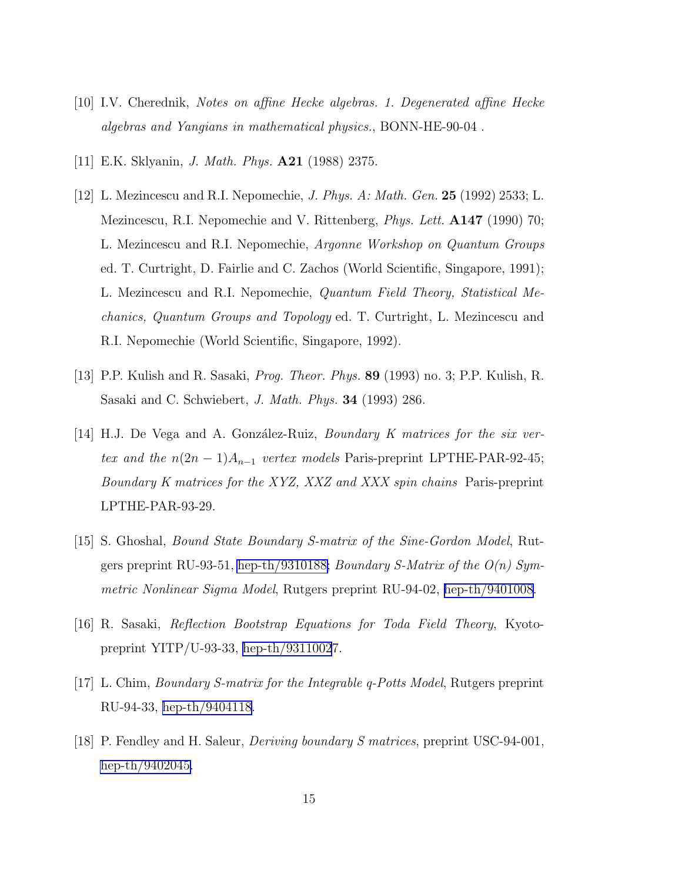[10] I.V. Cherednik, *Notes on affine Hecke algebras. 1. Degenerated affine Hecke algebras and Yangians in mathematical physics.*, BONN-HE-90-04 .

[11] E.K. Sklyanin, *J. Math. Phys.* **A21** (1988) 2375.

[12] L. Mezincescu and R.I. Nepomechie, *J. Phys. A: Math. Gen.* **25** (1992) 2533; L. Mezincescu, R.I. Nepomechie and V. Rittenberg, *Phys. Lett.* **A147** (1990) 70; L. Mezincescu and R.I. Nepomechie, *Argonne Workshop on Quantum Groups* ed. T. Curtright, D. Fairlie and C. Zachos (World Scientific, Singapore, 1991); L. Mezincescu and R.I. Nepomechie, *Quantum Field Theory, Statistical Mechanics, Quantum Groups and Topology* ed. T. Curtright, L. Mezincescu and R.I. Nepomechie (World Scientific, Singapore, 1992).

[13] P.P. Kulish and R. Sasaki, *Prog. Theor. Phys.* **89** (1993) no. 3; P.P. Kulish, R. Sasaki and C. Schwiebert, *J. Math. Phys.* **34** (1993) 286.

[14] H.J. De Vega and A. González-Ruiz, *Boundary K matrices for the six vertex and the $n(2n-1)A_{n-1}$ vertex models* Paris-preprint LPTHE-PAR-92-45; *Boundary K matrices for the XYZ, XXZ and XXX spin chains* Paris-preprint LPTHE-PAR-93-29.

[15] S. Ghoshal, *Bound State Boundary S-matrix of the Sine-Gordon Model*, Rutgers preprint RU-93-51, hep-th/9310188; *Boundary S-Matrix of the O(n) Symmetric Nonlinear Sigma Model*, Rutgers preprint RU-94-02, hep-th/9401008.

[16] R. Sasaki, *Reflection Bootstrap Equations for Toda Field Theory*, Kyoto-preprint YITP/U-93-33, hep-th/93110027.

[17] L. Chim, *Boundary S-matrix for the Integrable q-Potts Model*, Rutgers preprint RU-94-33, hep-th/9404118.

[18] P. Fendley and H. Saleur, *Deriving boundary S matrices*, preprint USC-94-001, hep-th/9402045.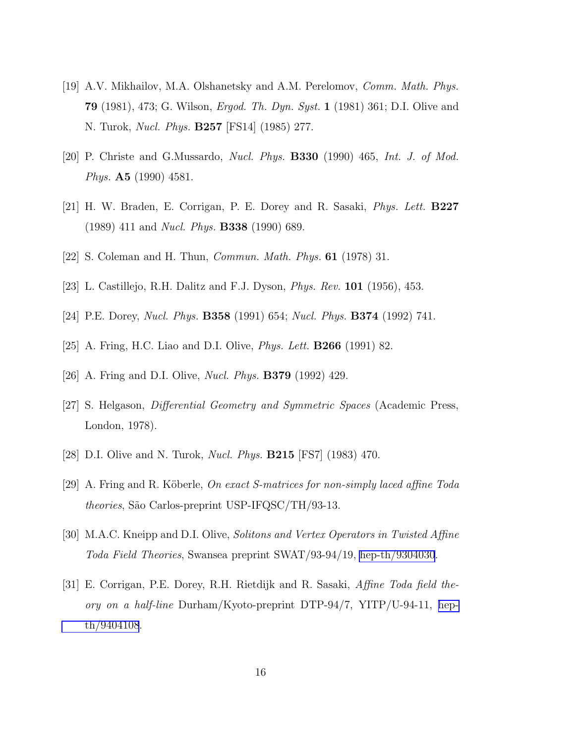[19] A.V. Mikhailov, M.A. Olshanetsky and A.M. Perelomov, *Comm. Math. Phys.* **79** (1981), 473; G. Wilson, *Ergod. Th. Dyn. Syst.* **1** (1981) 361; D.I. Olive and N. Turok, *Nucl. Phys.* **B257** [FS14] (1985) 277.

[20] P. Christe and G.Mussardo, *Nucl. Phys.* **B330** (1990) 465, *Int. J. of Mod. Phys.* **A5** (1990) 4581.

[21] H. W. Braden, E. Corrigan, P. E. Dorey and R. Sasaki, *Phys. Lett.* **B227** (1989) 411 and *Nucl. Phys.* **B338** (1990) 689.

[22] S. Coleman and H. Thun, *Commun. Math. Phys.* **61** (1978) 31.

[23] L. Castillejo, R.H. Dalitz and F.J. Dyson, *Phys. Rev.* **101** (1956), 453.

[24] P.E. Dorey, *Nucl. Phys.* **B358** (1991) 654; *Nucl. Phys.* **B374** (1992) 741.

[25] A. Fring, H.C. Liao and D.I. Olive, *Phys. Lett.* **B266** (1991) 82.

[26] A. Fring and D.I. Olive, *Nucl. Phys.* **B379** (1992) 429.

[27] S. Helgason, *Differential Geometry and Symmetric Spaces* (Academic Press, London, 1978).

[28] D.I. Olive and N. Turok, *Nucl. Phys.* **B215** [FS7] (1983) 470.

[29] A. Fring and R. Köberle, *On exact S-matrices for non-simply laced affine Toda theories*, São Carlos-preprint USP-IFQSC/TH/93-13.

[30] M.A.C. Kneipp and D.I. Olive, *Solitons and Vertex Operators in Twisted Affine Toda Field Theories*, Swansea preprint SWAT/93-94/19, hep-th/9304030.

[31] E. Corrigan, P.E. Dorey, R.H. Rietdijk and R. Sasaki, *Affine Toda field theory on a half-line* Durham/Kyoto-preprint DTP-94/7, YITP/U-94-11, hep-th/9404108.